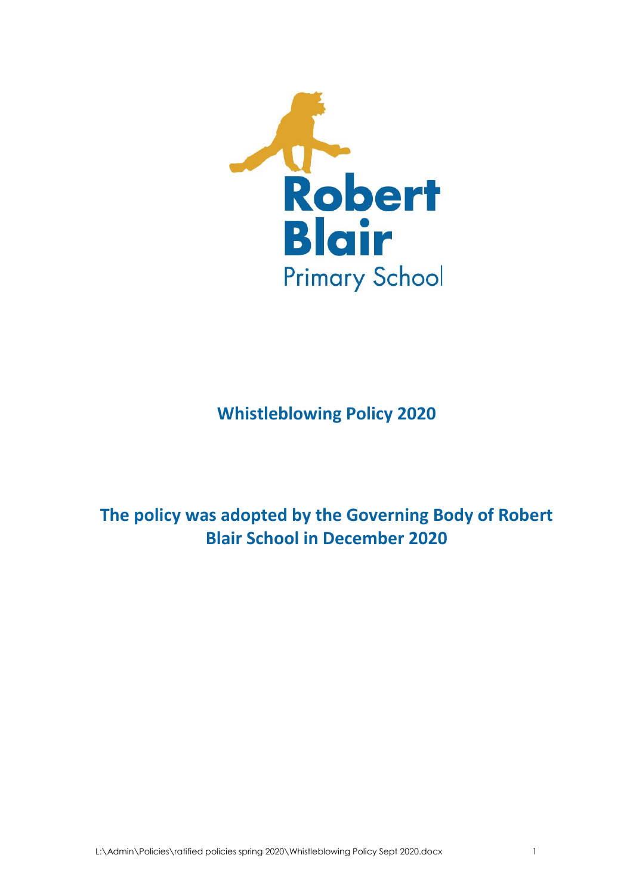Robert Blair

Primary School

# Whistleblowing Policy 2020

## The policy was adopted by the Governing Body of Robert Blair School in December 2020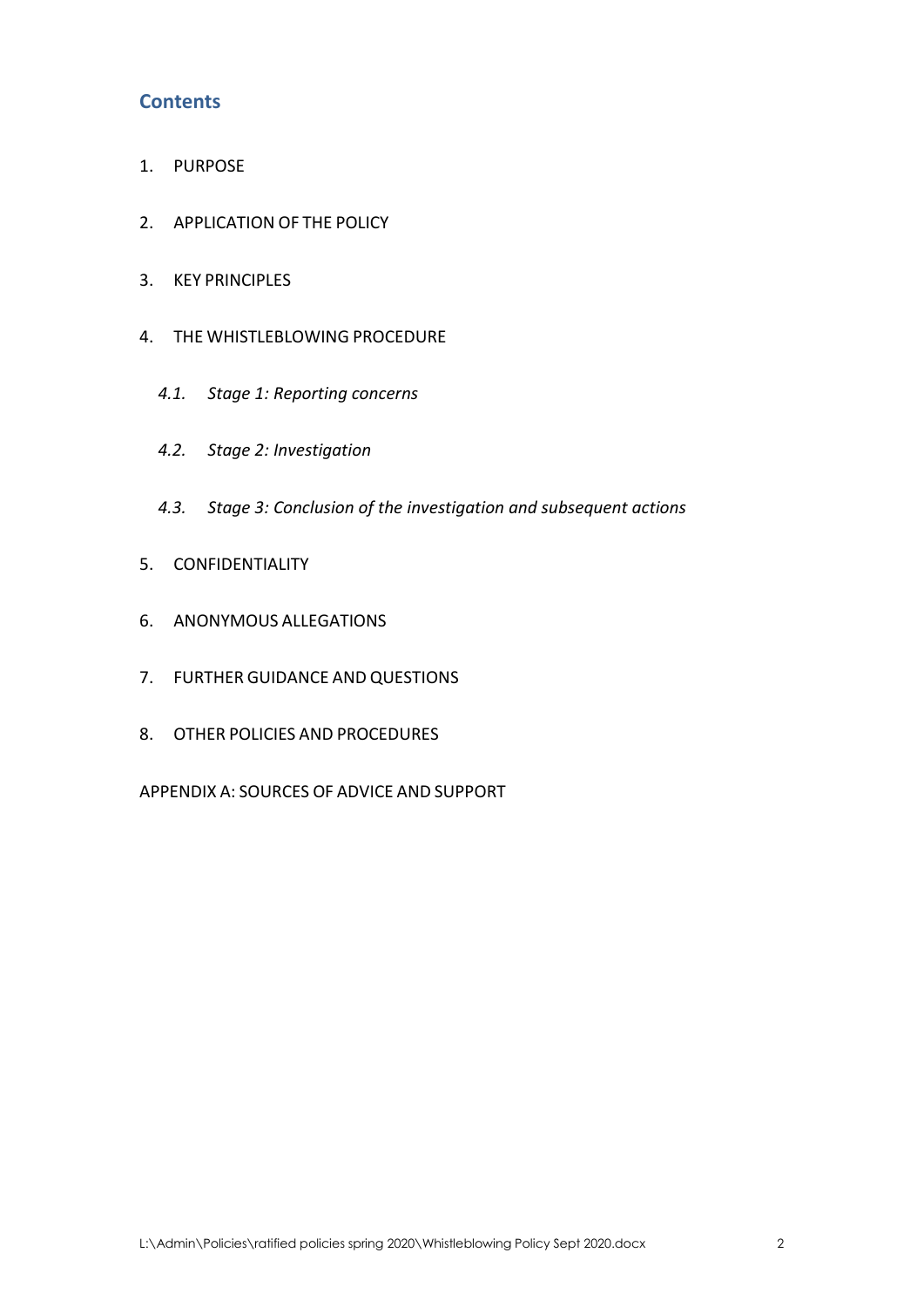## Contents

1. PURPOSE
2. APPLICATION OF THE POLICY
3. KEY PRINCIPLES
4. THE WHISTLEBLOWING PROCEDURE
   *4.1. Stage 1: Reporting concerns*
   *4.2. Stage 2: Investigation*
   *4.3. Stage 3: Conclusion of the investigation and subsequent actions*
5. CONFIDENTIALITY
6. ANONYMOUS ALLEGATIONS
7. FURTHER GUIDANCE AND QUESTIONS
8. OTHER POLICIES AND PROCEDURES

APPENDIX A: SOURCES OF ADVICE AND SUPPORT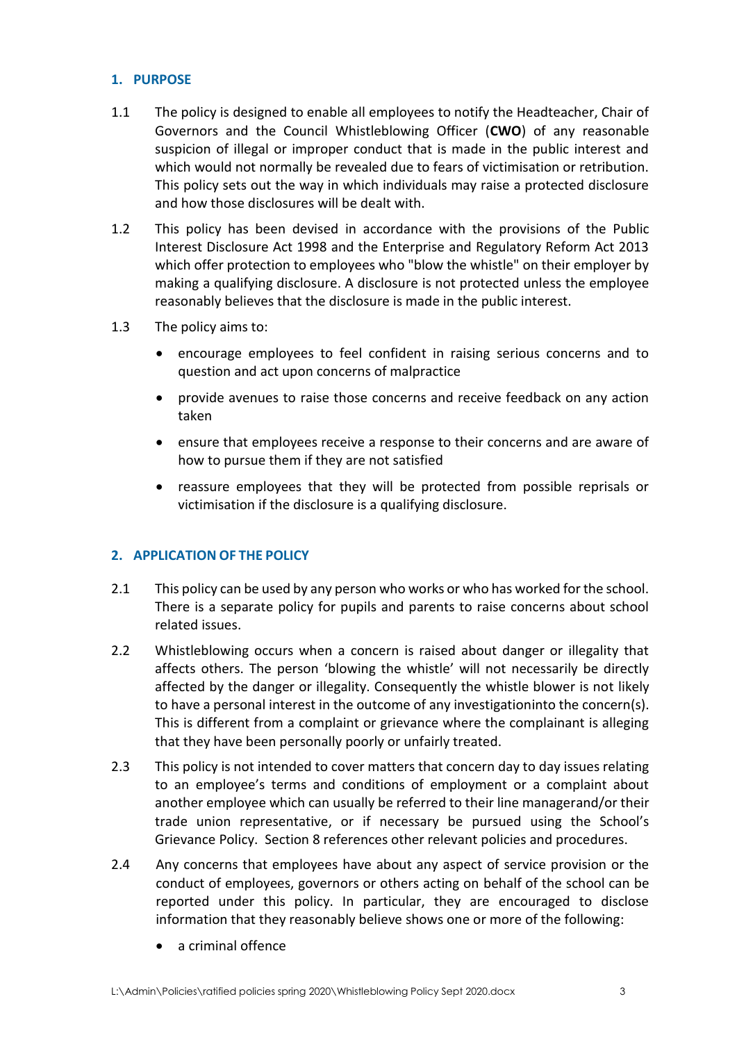## 1. PURPOSE

1.1 The policy is designed to enable all employees to notify the Headteacher, Chair of Governors and the Council Whistleblowing Officer (**CWO**) of any reasonable suspicion of illegal or improper conduct that is made in the public interest and which would not normally be revealed due to fears of victimisation or retribution. This policy sets out the way in which individuals may raise a protected disclosure and how those disclosures will be dealt with.

1.2 This policy has been devised in accordance with the provisions of the Public Interest Disclosure Act 1998 and the Enterprise and Regulatory Reform Act 2013 which offer protection to employees who "blow the whistle" on their employer by making a qualifying disclosure. A disclosure is not protected unless the employee reasonably believes that the disclosure is made in the public interest.

1.3 The policy aims to:

- encourage employees to feel confident in raising serious concerns and to question and act upon concerns of malpractice
- provide avenues to raise those concerns and receive feedback on any action taken
- ensure that employees receive a response to their concerns and are aware of how to pursue them if they are not satisfied
- reassure employees that they will be protected from possible reprisals or victimisation if the disclosure is a qualifying disclosure.

## 2. APPLICATION OF THE POLICY

2.1 This policy can be used by any person who works or who has worked for the school. There is a separate policy for pupils and parents to raise concerns about school related issues.

2.2 Whistleblowing occurs when a concern is raised about danger or illegality that affects others. The person 'blowing the whistle' will not necessarily be directly affected by the danger or illegality. Consequently the whistle blower is not likely to have a personal interest in the outcome of any investigationinto the concern(s). This is different from a complaint or grievance where the complainant is alleging that they have been personally poorly or unfairly treated.

2.3 This policy is not intended to cover matters that concern day to day issues relating to an employee's terms and conditions of employment or a complaint about another employee which can usually be referred to their line managerand/or their trade union representative, or if necessary be pursued using the School's Grievance Policy. Section 8 references other relevant policies and procedures.

2.4 Any concerns that employees have about any aspect of service provision or the conduct of employees, governors or others acting on behalf of the school can be reported under this policy. In particular, they are encouraged to disclose information that they reasonably believe shows one or more of the following:

- a criminal offence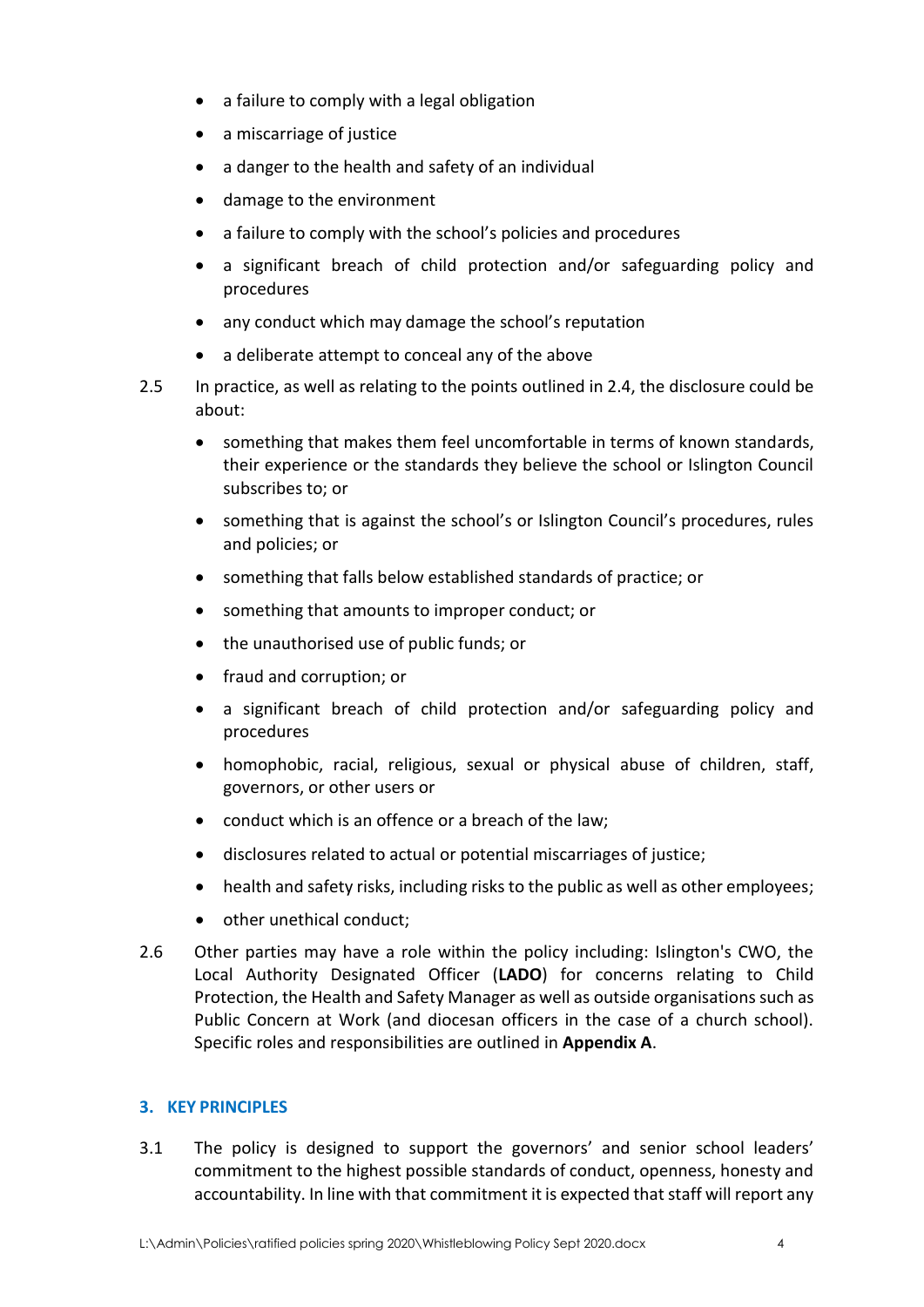- a failure to comply with a legal obligation
- a miscarriage of justice
- a danger to the health and safety of an individual
- damage to the environment
- a failure to comply with the school's policies and procedures
- a significant breach of child protection and/or safeguarding policy and procedures
- any conduct which may damage the school's reputation
- a deliberate attempt to conceal any of the above

2.5 In practice, as well as relating to the points outlined in 2.4, the disclosure could be about:

- something that makes them feel uncomfortable in terms of known standards, their experience or the standards they believe the school or Islington Council subscribes to; or
- something that is against the school's or Islington Council's procedures, rules and policies; or
- something that falls below established standards of practice; or
- something that amounts to improper conduct; or
- the unauthorised use of public funds; or
- fraud and corruption; or
- a significant breach of child protection and/or safeguarding policy and procedures
- homophobic, racial, religious, sexual or physical abuse of children, staff, governors, or other users or
- conduct which is an offence or a breach of the law;
- disclosures related to actual or potential miscarriages of justice;
- health and safety risks, including risks to the public as well as other employees;
- other unethical conduct;

2.6 Other parties may have a role within the policy including: Islington's CWO, the Local Authority Designated Officer (**LADO**) for concerns relating to Child Protection, the Health and Safety Manager as well as outside organisations such as Public Concern at Work (and diocesan officers in the case of a church school). Specific roles and responsibilities are outlined in **Appendix A**.

## 3. KEY PRINCIPLES

3.1 The policy is designed to support the governors' and senior school leaders' commitment to the highest possible standards of conduct, openness, honesty and accountability. In line with that commitment it is expected that staff will report any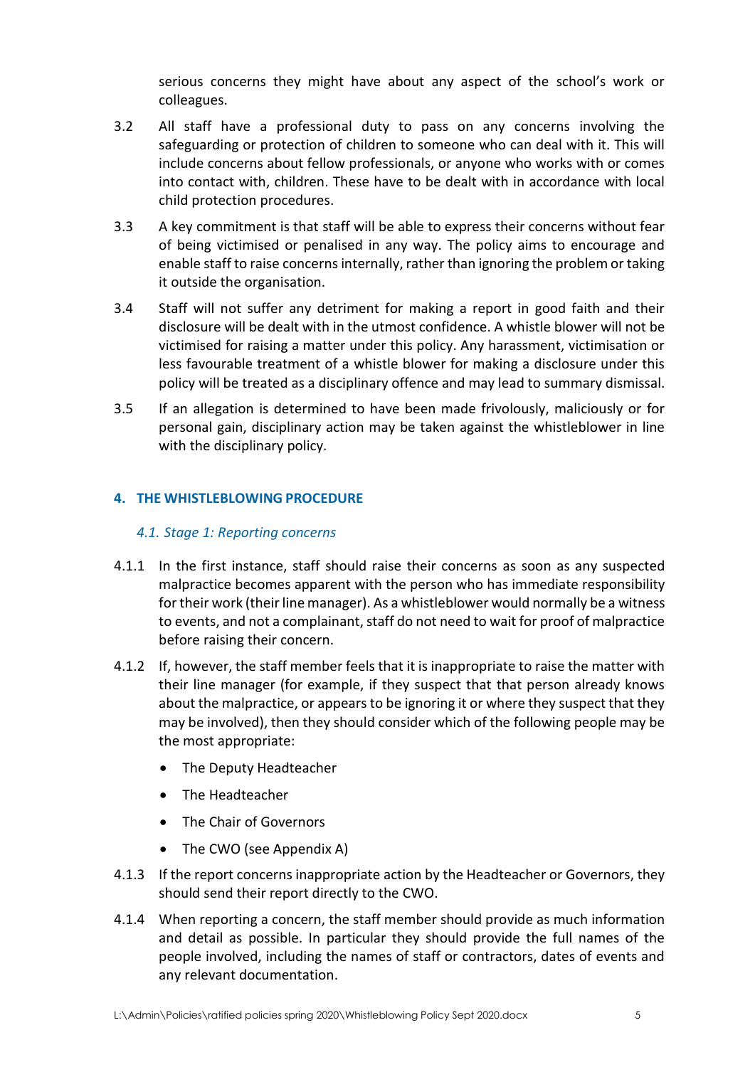serious concerns they might have about any aspect of the school's work or colleagues.

3.2 All staff have a professional duty to pass on any concerns involving the safeguarding or protection of children to someone who can deal with it. This will include concerns about fellow professionals, or anyone who works with or comes into contact with, children. These have to be dealt with in accordance with local child protection procedures.

3.3 A key commitment is that staff will be able to express their concerns without fear of being victimised or penalised in any way. The policy aims to encourage and enable staff to raise concerns internally, rather than ignoring the problem or taking it outside the organisation.

3.4 Staff will not suffer any detriment for making a report in good faith and their disclosure will be dealt with in the utmost confidence. A whistle blower will not be victimised for raising a matter under this policy. Any harassment, victimisation or less favourable treatment of a whistle blower for making a disclosure under this policy will be treated as a disciplinary offence and may lead to summary dismissal.

3.5 If an allegation is determined to have been made frivolously, maliciously or for personal gain, disciplinary action may be taken against the whistleblower in line with the disciplinary policy.

## 4. THE WHISTLEBLOWING PROCEDURE

### *4.1. Stage 1: Reporting concerns*

4.1.1 In the first instance, staff should raise their concerns as soon as any suspected malpractice becomes apparent with the person who has immediate responsibility for their work (their line manager). As a whistleblower would normally be a witness to events, and not a complainant, staff do not need to wait for proof of malpractice before raising their concern.

4.1.2 If, however, the staff member feels that it is inappropriate to raise the matter with their line manager (for example, if they suspect that that person already knows about the malpractice, or appears to be ignoring it or where they suspect that they may be involved), then they should consider which of the following people may be the most appropriate:

- The Deputy Headteacher
- The Headteacher
- The Chair of Governors
- The CWO (see Appendix A)

4.1.3 If the report concerns inappropriate action by the Headteacher or Governors, they should send their report directly to the CWO.

4.1.4 When reporting a concern, the staff member should provide as much information and detail as possible. In particular they should provide the full names of the people involved, including the names of staff or contractors, dates of events and any relevant documentation.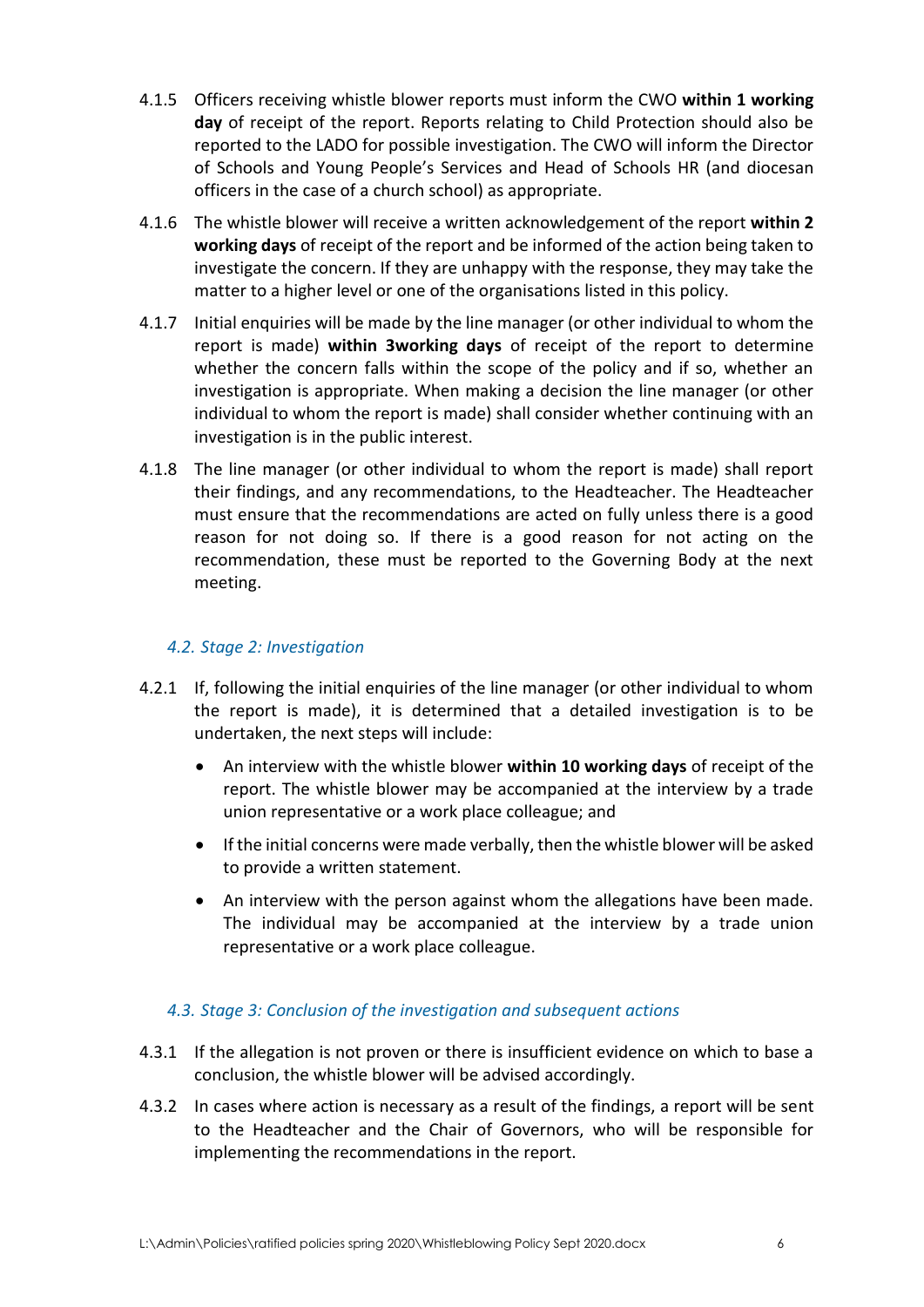4.1.5 Officers receiving whistle blower reports must inform the CWO **within 1 working day** of receipt of the report. Reports relating to Child Protection should also be reported to the LADO for possible investigation. The CWO will inform the Director of Schools and Young People's Services and Head of Schools HR (and diocesan officers in the case of a church school) as appropriate.

4.1.6 The whistle blower will receive a written acknowledgement of the report **within 2 working days** of receipt of the report and be informed of the action being taken to investigate the concern. If they are unhappy with the response, they may take the matter to a higher level or one of the organisations listed in this policy.

4.1.7 Initial enquiries will be made by the line manager (or other individual to whom the report is made) **within 3working days** of receipt of the report to determine whether the concern falls within the scope of the policy and if so, whether an investigation is appropriate. When making a decision the line manager (or other individual to whom the report is made) shall consider whether continuing with an investigation is in the public interest.

4.1.8 The line manager (or other individual to whom the report is made) shall report their findings, and any recommendations, to the Headteacher. The Headteacher must ensure that the recommendations are acted on fully unless there is a good reason for not doing so. If there is a good reason for not acting on the recommendation, these must be reported to the Governing Body at the next meeting.

### *4.2. Stage 2: Investigation*

4.2.1 If, following the initial enquiries of the line manager (or other individual to whom the report is made), it is determined that a detailed investigation is to be undertaken, the next steps will include:

- An interview with the whistle blower **within 10 working days** of receipt of the report. The whistle blower may be accompanied at the interview by a trade union representative or a work place colleague; and
- If the initial concerns were made verbally, then the whistle blower will be asked to provide a written statement.
- An interview with the person against whom the allegations have been made. The individual may be accompanied at the interview by a trade union representative or a work place colleague.

### *4.3. Stage 3: Conclusion of the investigation and subsequent actions*

4.3.1 If the allegation is not proven or there is insufficient evidence on which to base a conclusion, the whistle blower will be advised accordingly.

4.3.2 In cases where action is necessary as a result of the findings, a report will be sent to the Headteacher and the Chair of Governors, who will be responsible for implementing the recommendations in the report.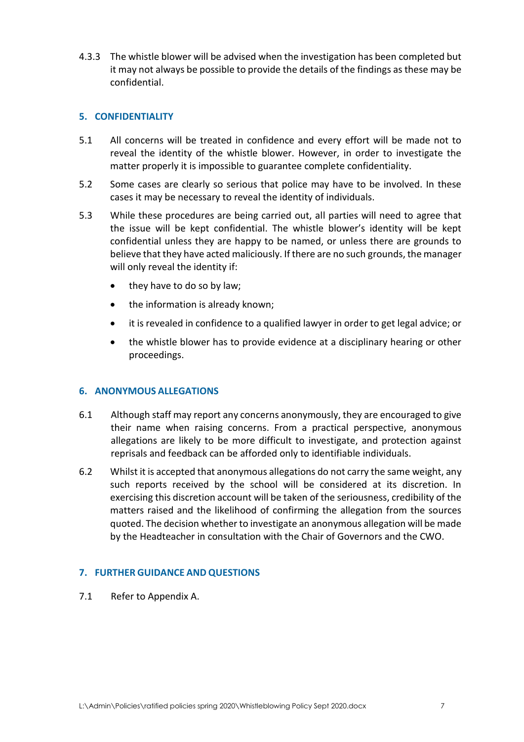4.3.3 The whistle blower will be advised when the investigation has been completed but it may not always be possible to provide the details of the findings as these may be confidential.

## 5. CONFIDENTIALITY

5.1 All concerns will be treated in confidence and every effort will be made not to reveal the identity of the whistle blower. However, in order to investigate the matter properly it is impossible to guarantee complete confidentiality.

5.2 Some cases are clearly so serious that police may have to be involved. In these cases it may be necessary to reveal the identity of individuals.

5.3 While these procedures are being carried out, all parties will need to agree that the issue will be kept confidential. The whistle blower's identity will be kept confidential unless they are happy to be named, or unless there are grounds to believe that they have acted maliciously. If there are no such grounds, the manager will only reveal the identity if:

- they have to do so by law;
- the information is already known;
- it is revealed in confidence to a qualified lawyer in order to get legal advice; or
- the whistle blower has to provide evidence at a disciplinary hearing or other proceedings.

## 6. ANONYMOUS ALLEGATIONS

6.1 Although staff may report any concerns anonymously, they are encouraged to give their name when raising concerns. From a practical perspective, anonymous allegations are likely to be more difficult to investigate, and protection against reprisals and feedback can be afforded only to identifiable individuals.

6.2 Whilst it is accepted that anonymous allegations do not carry the same weight, any such reports received by the school will be considered at its discretion. In exercising this discretion account will be taken of the seriousness, credibility of the matters raised and the likelihood of confirming the allegation from the sources quoted. The decision whether to investigate an anonymous allegation will be made by the Headteacher in consultation with the Chair of Governors and the CWO.

## 7. FURTHER GUIDANCE AND QUESTIONS

7.1 Refer to Appendix A.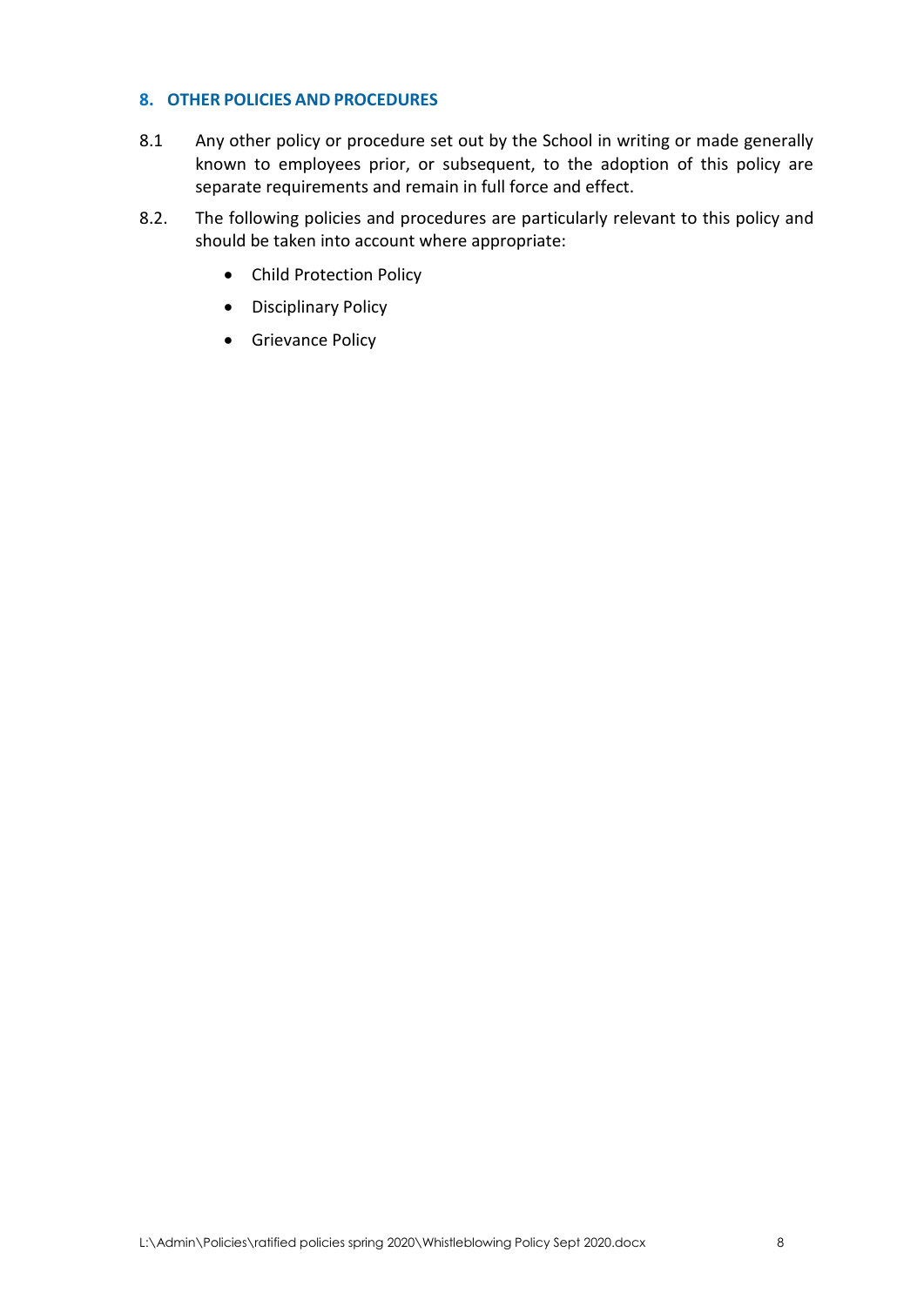## 8. OTHER POLICIES AND PROCEDURES

8.1 Any other policy or procedure set out by the School in writing or made generally known to employees prior, or subsequent, to the adoption of this policy are separate requirements and remain in full force and effect.

8.2. The following policies and procedures are particularly relevant to this policy and should be taken into account where appropriate:

- Child Protection Policy
- Disciplinary Policy
- Grievance Policy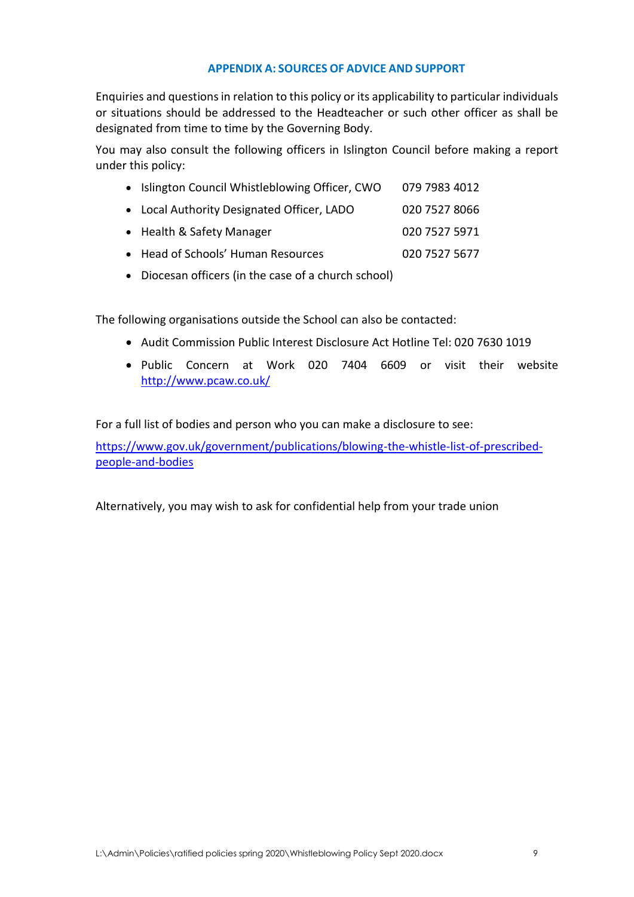## APPENDIX A: SOURCES OF ADVICE AND SUPPORT

Enquiries and questions in relation to this policy or its applicability to particular individuals or situations should be addressed to the Headteacher or such other officer as shall be designated from time to time by the Governing Body.

You may also consult the following officers in Islington Council before making a report under this policy:

- Islington Council Whistleblowing Officer, CWO 079 7983 4012
- Local Authority Designated Officer, LADO 020 7527 8066
- Health & Safety Manager 020 7527 5971
- Head of Schools' Human Resources 020 7527 5677
- Diocesan officers (in the case of a church school)

The following organisations outside the School can also be contacted:

- Audit Commission Public Interest Disclosure Act Hotline Tel: 020 7630 1019
- Public Concern at Work 020 7404 6609 or visit their website http://www.pcaw.co.uk/

For a full list of bodies and person who you can make a disclosure to see:

https://www.gov.uk/government/publications/blowing-the-whistle-list-of-prescribed-people-and-bodies

Alternatively, you may wish to ask for confidential help from your trade union